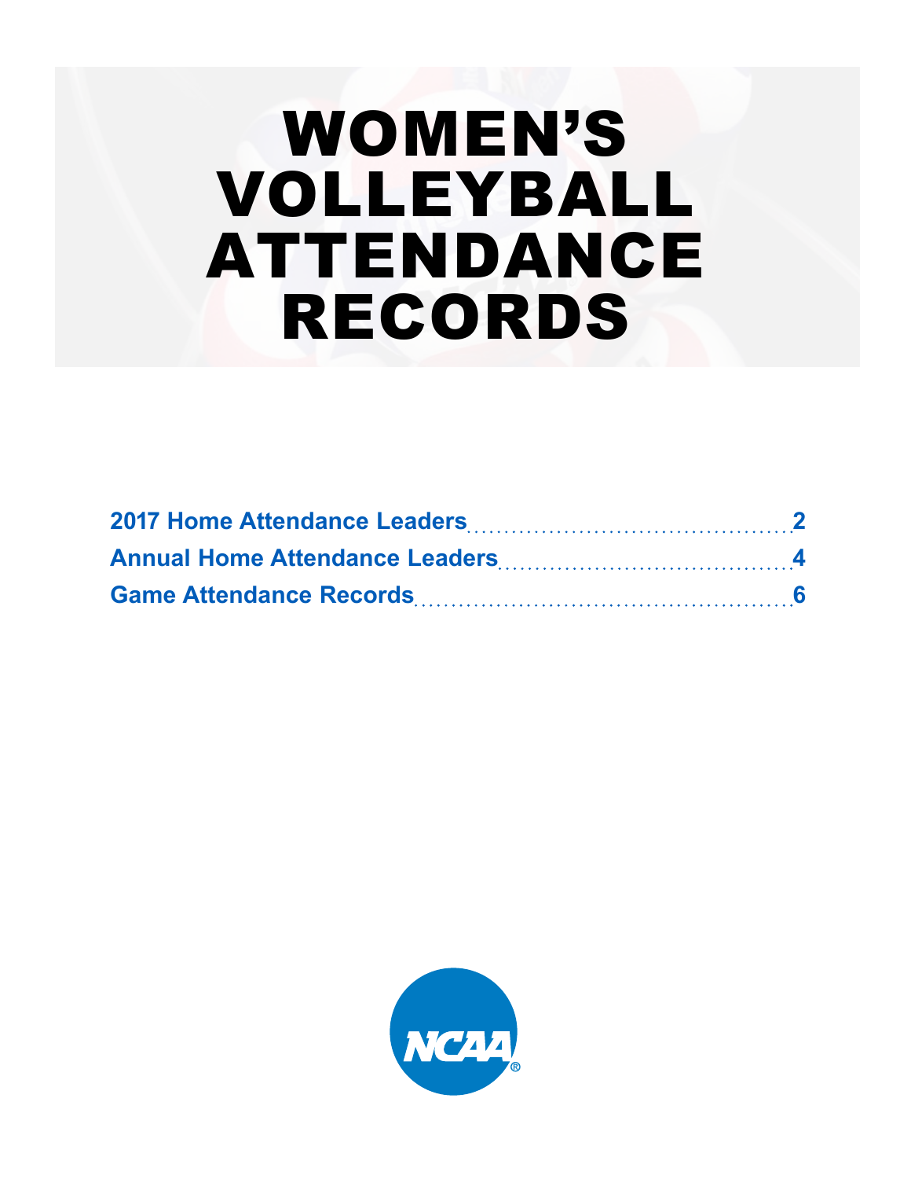# WOMEN'S VOLLEYBALL ATTENDANCE RECORDS

2017 Home Attendance Leaders .......... 2

Annual Home Attendance Leaders .......... 4

Game Attendance Records .......... 6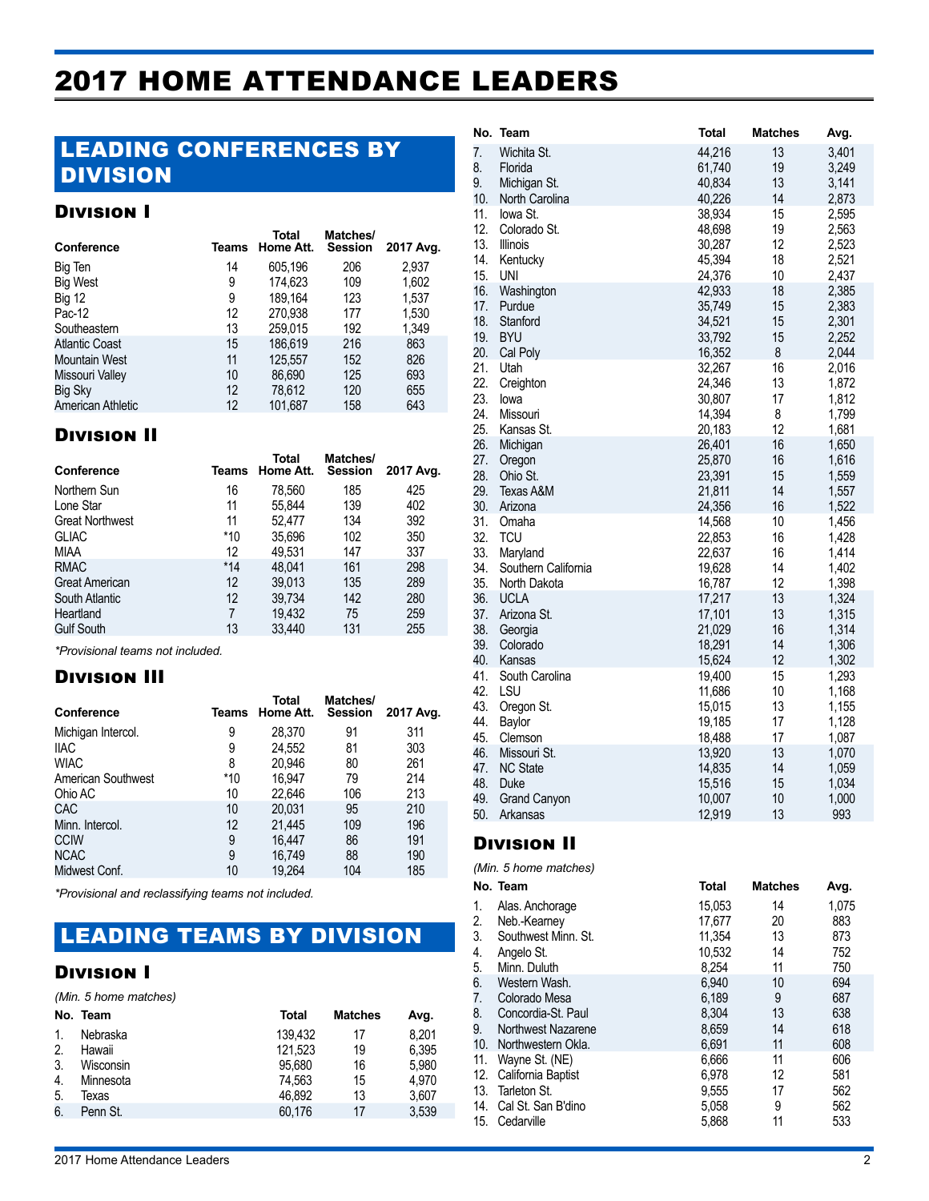# 2017 HOME ATTENDANCE LEADERS

## LEADING CONFERENCES BY DIVISION

### Division I

| Conference | Teams | Total Home Att. | Matches/ Session | 2017 Avg. |
|---|---|---|---|---|
| Big Ten | 14 | 605,196 | 206 | 2,937 |
| Big West | 9 | 174,623 | 109 | 1,602 |
| Big 12 | 9 | 189,164 | 123 | 1,537 |
| Pac-12 | 12 | 270,938 | 177 | 1,530 |
| Southeastern | 13 | 259,015 | 192 | 1,349 |
| Atlantic Coast | 15 | 186,619 | 216 | 863 |
| Mountain West | 11 | 125,557 | 152 | 826 |
| Missouri Valley | 10 | 86,690 | 125 | 693 |
| Big Sky | 12 | 78,612 | 120 | 655 |
| American Athletic | 12 | 101,687 | 158 | 643 |

### Division II

| Conference | Teams | Total Home Att. | Matches/ Session | 2017 Avg. |
|---|---|---|---|---|
| Northern Sun | 16 | 78,560 | 185 | 425 |
| Lone Star | 11 | 55,844 | 139 | 402 |
| Great Northwest | 11 | 52,477 | 134 | 392 |
| GLIAC | *10 | 35,696 | 102 | 350 |
| MIAA | 12 | 49,531 | 147 | 337 |
| RMAC | *14 | 48,041 | 161 | 298 |
| Great American | 12 | 39,013 | 135 | 289 |
| South Atlantic | 12 | 39,734 | 142 | 280 |
| Heartland | 7 | 19,432 | 75 | 259 |
| Gulf South | 13 | 33,440 | 131 | 255 |

*\*Provisional teams not included.*

### Division III

| Conference | Teams | Total Home Att. | Matches/ Session | 2017 Avg. |
|---|---|---|---|---|
| Michigan Intercol. | 9 | 28,370 | 91 | 311 |
| IIAC | 9 | 24,552 | 81 | 303 |
| WIAC | 8 | 20,946 | 80 | 261 |
| American Southwest | *10 | 16,947 | 79 | 214 |
| Ohio AC | 10 | 22,646 | 106 | 213 |
| CAC | 10 | 20,031 | 95 | 210 |
| Minn. Intercol. | 12 | 21,445 | 109 | 196 |
| CCIW | 9 | 16,447 | 86 | 191 |
| NCAC | 9 | 16,749 | 88 | 190 |
| Midwest Conf. | 10 | 19,264 | 104 | 185 |

*\*Provisional and reclassifying teams not included.*

## LEADING TEAMS BY DIVISION

### Division I

*(Min. 5 home matches)*

| No. | Team | Total | Matches | Avg. |
|---|---|---|---|---|
| 1. | Nebraska | 139,432 | 17 | 8,201 |
| 2. | Hawaii | 121,523 | 19 | 6,395 |
| 3. | Wisconsin | 95,680 | 16 | 5,980 |
| 4. | Minnesota | 74,563 | 15 | 4,970 |
| 5. | Texas | 46,892 | 13 | 3,607 |
| 6. | Penn St. | 60,176 | 17 | 3,539 |
| 7. | Wichita St. | 44,216 | 13 | 3,401 |
| 8. | Florida | 61,740 | 19 | 3,249 |
| 9. | Michigan St. | 40,834 | 13 | 3,141 |
| 10. | North Carolina | 40,226 | 14 | 2,873 |
| 11. | Iowa St. | 38,934 | 15 | 2,595 |
| 12. | Colorado St. | 48,698 | 19 | 2,563 |
| 13. | Illinois | 30,287 | 12 | 2,523 |
| 14. | Kentucky | 45,394 | 18 | 2,521 |
| 15. | UNI | 24,376 | 10 | 2,437 |
| 16. | Washington | 42,933 | 18 | 2,385 |
| 17. | Purdue | 35,749 | 15 | 2,383 |
| 18. | Stanford | 34,521 | 15 | 2,301 |
| 19. | BYU | 33,792 | 15 | 2,252 |
| 20. | Cal Poly | 16,352 | 8 | 2,044 |
| 21. | Utah | 32,267 | 16 | 2,016 |
| 22. | Creighton | 24,346 | 13 | 1,872 |
| 23. | Iowa | 30,807 | 17 | 1,812 |
| 24. | Missouri | 14,394 | 8 | 1,799 |
| 25. | Kansas St. | 20,183 | 12 | 1,681 |
| 26. | Michigan | 26,401 | 16 | 1,650 |
| 27. | Oregon | 25,870 | 16 | 1,616 |
| 28. | Ohio St. | 23,391 | 15 | 1,559 |
| 29. | Texas A&M | 21,811 | 14 | 1,557 |
| 30. | Arizona | 24,356 | 16 | 1,522 |
| 31. | Omaha | 14,568 | 10 | 1,456 |
| 32. | TCU | 22,853 | 16 | 1,428 |
| 33. | Maryland | 22,637 | 16 | 1,414 |
| 34. | Southern California | 19,628 | 14 | 1,402 |
| 35. | North Dakota | 16,787 | 12 | 1,398 |
| 36. | UCLA | 17,217 | 13 | 1,324 |
| 37. | Arizona St. | 17,101 | 13 | 1,315 |
| 38. | Georgia | 21,029 | 16 | 1,314 |
| 39. | Colorado | 18,291 | 14 | 1,306 |
| 40. | Kansas | 15,624 | 12 | 1,302 |
| 41. | South Carolina | 19,400 | 15 | 1,293 |
| 42. | LSU | 11,686 | 10 | 1,168 |
| 43. | Oregon St. | 15,015 | 13 | 1,155 |
| 44. | Baylor | 19,185 | 17 | 1,128 |
| 45. | Clemson | 18,488 | 17 | 1,087 |
| 46. | Missouri St. | 13,920 | 13 | 1,070 |
| 47. | NC State | 14,835 | 14 | 1,059 |
| 48. | Duke | 15,516 | 15 | 1,034 |
| 49. | Grand Canyon | 10,007 | 10 | 1,000 |
| 50. | Arkansas | 12,919 | 13 | 993 |

### Division II

*(Min. 5 home matches)*

| No. | Team | Total | Matches | Avg. |
|---|---|---|---|---|
| 1. | Alas. Anchorage | 15,053 | 14 | 1,075 |
| 2. | Neb.-Kearney | 17,677 | 20 | 883 |
| 3. | Southwest Minn. St. | 11,354 | 13 | 873 |
| 4. | Angelo St. | 10,532 | 14 | 752 |
| 5. | Minn. Duluth | 8,254 | 11 | 750 |
| 6. | Western Wash. | 6,940 | 10 | 694 |
| 7. | Colorado Mesa | 6,189 | 9 | 687 |
| 8. | Concordia-St. Paul | 8,304 | 13 | 638 |
| 9. | Northwest Nazarene | 8,659 | 14 | 618 |
| 10. | Northwestern Okla. | 6,691 | 11 | 608 |
| 11. | Wayne St. (NE) | 6,666 | 11 | 606 |
| 12. | California Baptist | 6,978 | 12 | 581 |
| 13. | Tarleton St. | 9,555 | 17 | 562 |
| 14. | Cal St. San B'dino | 5,058 | 9 | 562 |
| 15. | Cedarville | 5,868 | 11 | 533 |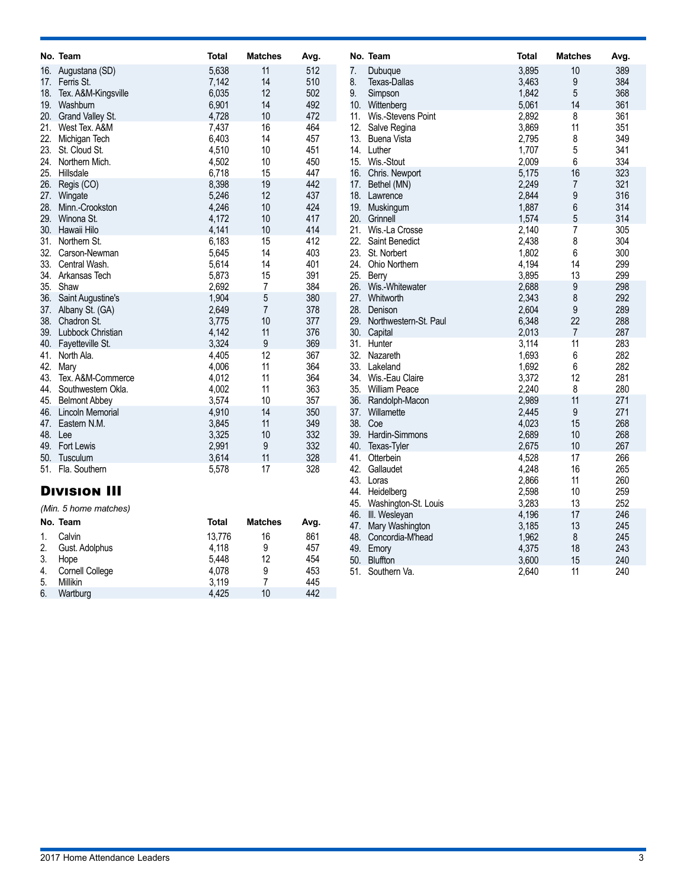| No. | Team | Total | Matches | Avg. |
|---|---|---|---|---|
| 16. | Augustana (SD) | 5,638 | 11 | 512 |
| 17. | Ferris St. | 7,142 | 14 | 510 |
| 18. | Tex. A&M-Kingsville | 6,035 | 12 | 502 |
| 19. | Washburn | 6,901 | 14 | 492 |
| 20. | Grand Valley St. | 4,728 | 10 | 472 |
| 21. | West Tex. A&M | 7,437 | 16 | 464 |
| 22. | Michigan Tech | 6,403 | 14 | 457 |
| 23. | St. Cloud St. | 4,510 | 10 | 451 |
| 24. | Northern Mich. | 4,502 | 10 | 450 |
| 25. | Hillsdale | 6,718 | 15 | 447 |
| 26. | Regis (CO) | 8,398 | 19 | 442 |
| 27. | Wingate | 5,246 | 12 | 437 |
| 28. | Minn.-Crookston | 4,246 | 10 | 424 |
| 29. | Winona St. | 4,172 | 10 | 417 |
| 30. | Hawaii Hilo | 4,141 | 10 | 414 |
| 31. | Northern St. | 6,183 | 15 | 412 |
| 32. | Carson-Newman | 5,645 | 14 | 403 |
| 33. | Central Wash. | 5,614 | 14 | 401 |
| 34. | Arkansas Tech | 5,873 | 15 | 391 |
| 35. | Shaw | 2,692 | 7 | 384 |
| 36. | Saint Augustine's | 1,904 | 5 | 380 |
| 37. | Albany St. (GA) | 2,649 | 7 | 378 |
| 38. | Chadron St. | 3,775 | 10 | 377 |
| 39. | Lubbock Christian | 4,142 | 11 | 376 |
| 40. | Fayetteville St. | 3,324 | 9 | 369 |
| 41. | North Ala. | 4,405 | 12 | 367 |
| 42. | Mary | 4,006 | 11 | 364 |
| 43. | Tex. A&M-Commerce | 4,012 | 11 | 364 |
| 44. | Southwestern Okla. | 4,002 | 11 | 363 |
| 45. | Belmont Abbey | 3,574 | 10 | 357 |
| 46. | Lincoln Memorial | 4,910 | 14 | 350 |
| 47. | Eastern N.M. | 3,845 | 11 | 349 |
| 48. | Lee | 3,325 | 10 | 332 |
| 49. | Fort Lewis | 2,991 | 9 | 332 |
| 50. | Tusculum | 3,614 | 11 | 328 |
| 51. | Fla. Southern | 5,578 | 17 | 328 |

## Division III

*(Min. 5 home matches)*

| No. | Team | Total | Matches | Avg. |
|---|---|---|---|---|
| 1. | Calvin | 13,776 | 16 | 861 |
| 2. | Gust. Adolphus | 4,118 | 9 | 457 |
| 3. | Hope | 5,448 | 12 | 454 |
| 4. | Cornell College | 4,078 | 9 | 453 |
| 5. | Millikin | 3,119 | 7 | 445 |
| 6. | Wartburg | 4,425 | 10 | 442 |
| 7. | Dubuque | 3,895 | 10 | 389 |
| 8. | Texas-Dallas | 3,463 | 9 | 384 |
| 9. | Simpson | 1,842 | 5 | 368 |
| 10. | Wittenberg | 5,061 | 14 | 361 |
| 11. | Wis.-Stevens Point | 2,892 | 8 | 361 |
| 12. | Salve Regina | 3,869 | 11 | 351 |
| 13. | Buena Vista | 2,795 | 8 | 349 |
| 14. | Luther | 1,707 | 5 | 341 |
| 15. | Wis.-Stout | 2,009 | 6 | 334 |
| 16. | Chris. Newport | 5,175 | 16 | 323 |
| 17. | Bethel (MN) | 2,249 | 7 | 321 |
| 18. | Lawrence | 2,844 | 9 | 316 |
| 19. | Muskingum | 1,887 | 6 | 314 |
| 20. | Grinnell | 1,574 | 5 | 314 |
| 21. | Wis.-La Crosse | 2,140 | 7 | 305 |
| 22. | Saint Benedict | 2,438 | 8 | 304 |
| 23. | St. Norbert | 1,802 | 6 | 300 |
| 24. | Ohio Northern | 4,194 | 14 | 299 |
| 25. | Berry | 3,895 | 13 | 299 |
| 26. | Wis.-Whitewater | 2,688 | 9 | 298 |
| 27. | Whitworth | 2,343 | 8 | 292 |
| 28. | Denison | 2,604 | 9 | 289 |
| 29. | Northwestern-St. Paul | 6,348 | 22 | 288 |
| 30. | Capital | 2,013 | 7 | 287 |
| 31. | Hunter | 3,114 | 11 | 283 |
| 32. | Nazareth | 1,693 | 6 | 282 |
| 33. | Lakeland | 1,692 | 6 | 282 |
| 34. | Wis.-Eau Claire | 3,372 | 12 | 281 |
| 35. | William Peace | 2,240 | 8 | 280 |
| 36. | Randolph-Macon | 2,989 | 11 | 271 |
| 37. | Willamette | 2,445 | 9 | 271 |
| 38. | Coe | 4,023 | 15 | 268 |
| 39. | Hardin-Simmons | 2,689 | 10 | 268 |
| 40. | Texas-Tyler | 2,675 | 10 | 267 |
| 41. | Otterbein | 4,528 | 17 | 266 |
| 42. | Gallaudet | 4,248 | 16 | 265 |
| 43. | Loras | 2,866 | 11 | 260 |
| 44. | Heidelberg | 2,598 | 10 | 259 |
| 45. | Washington-St. Louis | 3,283 | 13 | 252 |
| 46. | Ill. Wesleyan | 4,196 | 17 | 246 |
| 47. | Mary Washington | 3,185 | 13 | 245 |
| 48. | Concordia-M'head | 1,962 | 8 | 245 |
| 49. | Emory | 4,375 | 18 | 243 |
| 50. | Bluffton | 3,600 | 15 | 240 |
| 51. | Southern Va. | 2,640 | 11 | 240 |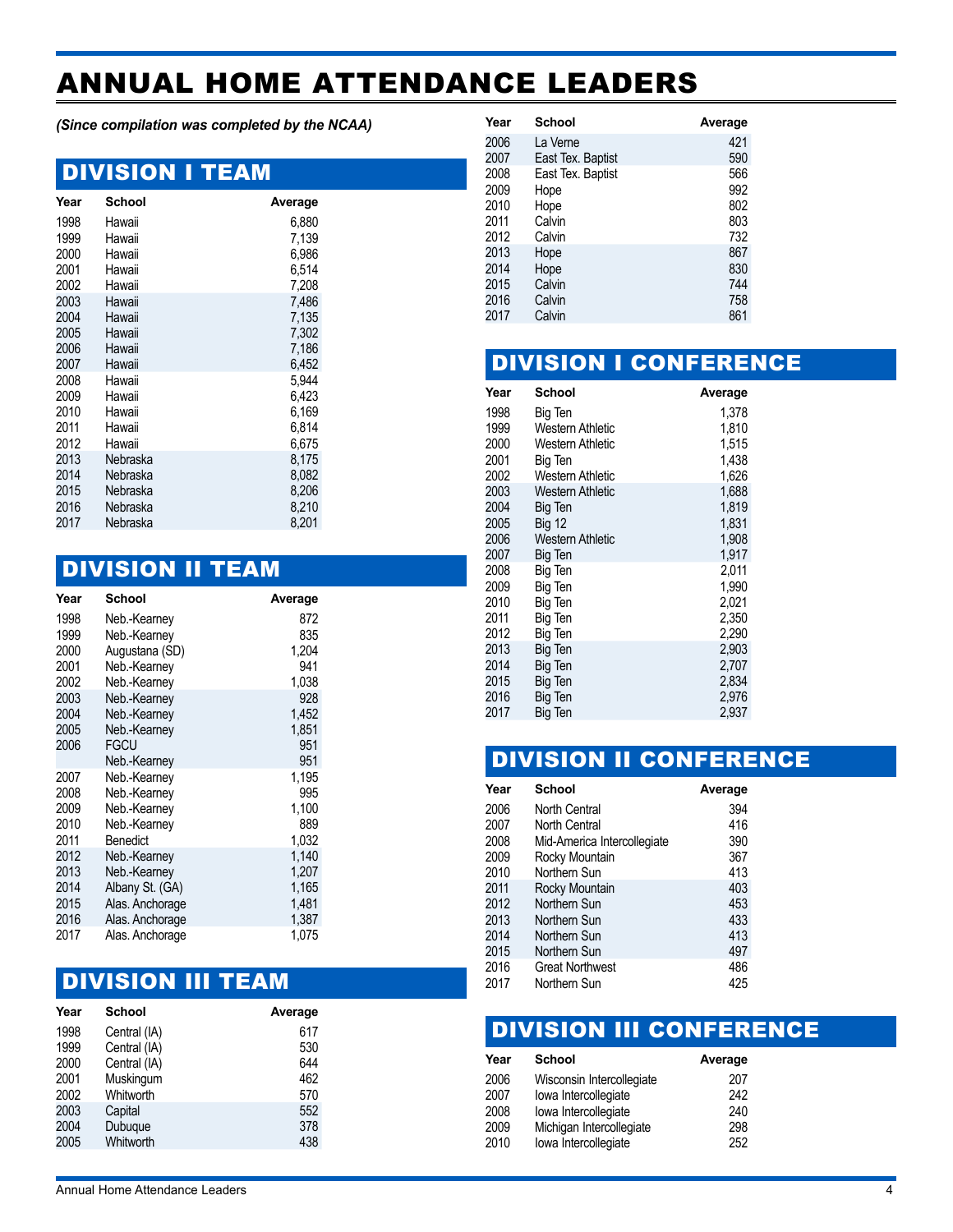# ANNUAL HOME ATTENDANCE LEADERS

*(Since compilation was completed by the NCAA)*

## DIVISION I TEAM

| Year | School | Average |
|---|---|---|
| 1998 | Hawaii | 6,880 |
| 1999 | Hawaii | 7,139 |
| 2000 | Hawaii | 6,986 |
| 2001 | Hawaii | 6,514 |
| 2002 | Hawaii | 7,208 |
| 2003 | Hawaii | 7,486 |
| 2004 | Hawaii | 7,135 |
| 2005 | Hawaii | 7,302 |
| 2006 | Hawaii | 7,186 |
| 2007 | Hawaii | 6,452 |
| 2008 | Hawaii | 5,944 |
| 2009 | Hawaii | 6,423 |
| 2010 | Hawaii | 6,169 |
| 2011 | Hawaii | 6,814 |
| 2012 | Hawaii | 6,675 |
| 2013 | Nebraska | 8,175 |
| 2014 | Nebraska | 8,082 |
| 2015 | Nebraska | 8,206 |
| 2016 | Nebraska | 8,210 |
| 2017 | Nebraska | 8,201 |

## DIVISION II TEAM

| Year | School | Average |
|---|---|---|
| 1998 | Neb.-Kearney | 872 |
| 1999 | Neb.-Kearney | 835 |
| 2000 | Augustana (SD) | 1,204 |
| 2001 | Neb.-Kearney | 941 |
| 2002 | Neb.-Kearney | 1,038 |
| 2003 | Neb.-Kearney | 928 |
| 2004 | Neb.-Kearney | 1,452 |
| 2005 | Neb.-Kearney | 1,851 |
| 2006 | FGCU | 951 |
| | Neb.-Kearney | 951 |
| 2007 | Neb.-Kearney | 1,195 |
| 2008 | Neb.-Kearney | 995 |
| 2009 | Neb.-Kearney | 1,100 |
| 2010 | Neb.-Kearney | 889 |
| 2011 | Benedict | 1,032 |
| 2012 | Neb.-Kearney | 1,140 |
| 2013 | Neb.-Kearney | 1,207 |
| 2014 | Albany St. (GA) | 1,165 |
| 2015 | Alas. Anchorage | 1,481 |
| 2016 | Alas. Anchorage | 1,387 |
| 2017 | Alas. Anchorage | 1,075 |

## DIVISION III TEAM

| Year | School | Average |
|---|---|---|
| 1998 | Central (IA) | 617 |
| 1999 | Central (IA) | 530 |
| 2000 | Central (IA) | 644 |
| 2001 | Muskingum | 462 |
| 2002 | Whitworth | 570 |
| 2003 | Capital | 552 |
| 2004 | Dubuque | 378 |
| 2005 | Whitworth | 438 |
| 2006 | La Verne | 421 |
| 2007 | East Tex. Baptist | 590 |
| 2008 | East Tex. Baptist | 566 |
| 2009 | Hope | 992 |
| 2010 | Hope | 802 |
| 2011 | Calvin | 803 |
| 2012 | Calvin | 732 |
| 2013 | Hope | 867 |
| 2014 | Hope | 830 |
| 2015 | Calvin | 744 |
| 2016 | Calvin | 758 |
| 2017 | Calvin | 861 |

## DIVISION I CONFERENCE

| Year | School | Average |
|---|---|---|
| 1998 | Big Ten | 1,378 |
| 1999 | Western Athletic | 1,810 |
| 2000 | Western Athletic | 1,515 |
| 2001 | Big Ten | 1,438 |
| 2002 | Western Athletic | 1,626 |
| 2003 | Western Athletic | 1,688 |
| 2004 | Big Ten | 1,819 |
| 2005 | Big 12 | 1,831 |
| 2006 | Western Athletic | 1,908 |
| 2007 | Big Ten | 1,917 |
| 2008 | Big Ten | 2,011 |
| 2009 | Big Ten | 1,990 |
| 2010 | Big Ten | 2,021 |
| 2011 | Big Ten | 2,350 |
| 2012 | Big Ten | 2,290 |
| 2013 | Big Ten | 2,903 |
| 2014 | Big Ten | 2,707 |
| 2015 | Big Ten | 2,834 |
| 2016 | Big Ten | 2,976 |
| 2017 | Big Ten | 2,937 |

## DIVISION II CONFERENCE

| Year | School | Average |
|---|---|---|
| 2006 | North Central | 394 |
| 2007 | North Central | 416 |
| 2008 | Mid-America Intercollegiate | 390 |
| 2009 | Rocky Mountain | 367 |
| 2010 | Northern Sun | 413 |
| 2011 | Rocky Mountain | 403 |
| 2012 | Northern Sun | 453 |
| 2013 | Northern Sun | 433 |
| 2014 | Northern Sun | 413 |
| 2015 | Northern Sun | 497 |
| 2016 | Great Northwest | 486 |
| 2017 | Northern Sun | 425 |

## DIVISION III CONFERENCE

| Year | School | Average |
|---|---|---|
| 2006 | Wisconsin Intercollegiate | 207 |
| 2007 | Iowa Intercollegiate | 242 |
| 2008 | Iowa Intercollegiate | 240 |
| 2009 | Michigan Intercollegiate | 298 |
| 2010 | Iowa Intercollegiate | 252 |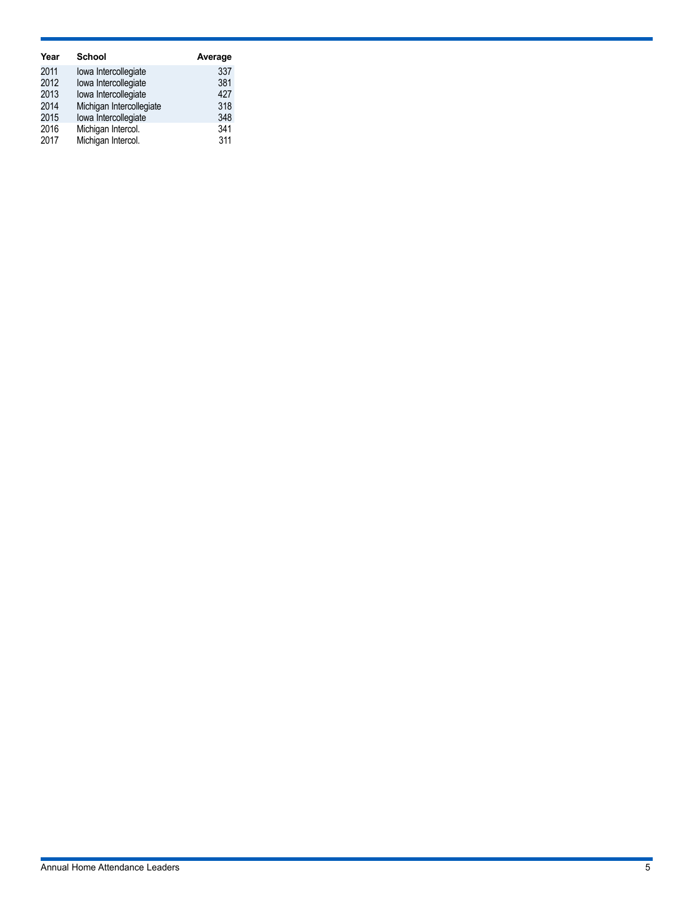| Year | School | Average |
|---|---|---|
| 2011 | Iowa Intercollegiate | 337 |
| 2012 | Iowa Intercollegiate | 381 |
| 2013 | Iowa Intercollegiate | 427 |
| 2014 | Michigan Intercollegiate | 318 |
| 2015 | Iowa Intercollegiate | 348 |
| 2016 | Michigan Intercol. | 341 |
| 2017 | Michigan Intercol. | 311 |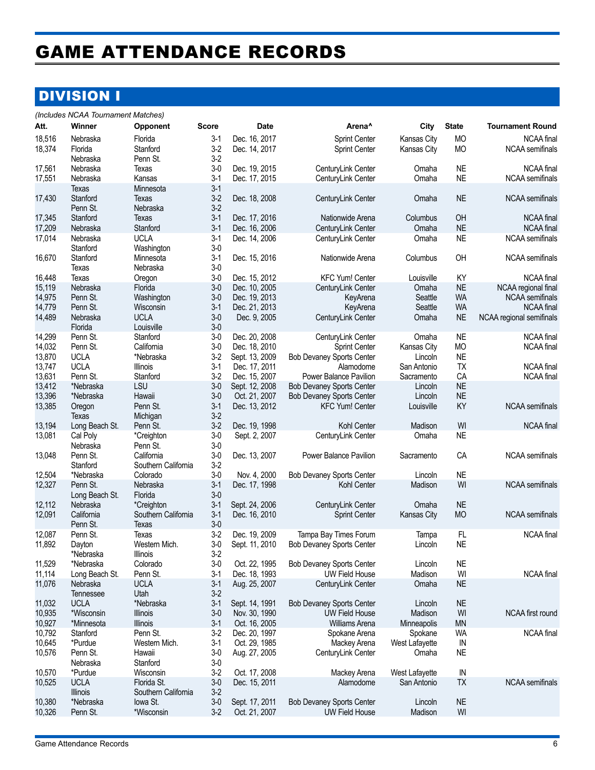# GAME ATTENDANCE RECORDS

## DIVISION I

*(Includes NCAA Tournament Matches)*

| Att. | Winner | Opponent | Score | Date | Arena^ | City | State | Tournament Round |
|---|---|---|---|---|---|---|---|---|
| 18,516 | Nebraska | Florida | 3-1 | Dec. 16, 2017 | Sprint Center | Kansas City | MO | NCAA final |
| 18,374 | Florida | Stanford | 3-2 | Dec. 14, 2017 | Sprint Center | Kansas City | MO | NCAA semifinals |
| | Nebraska | Penn St. | 3-2 | | | | | |
| 17,561 | Nebraska | Texas | 3-0 | Dec. 19, 2015 | CenturyLink Center | Omaha | NE | NCAA final |
| 17,551 | Nebraska | Kansas | 3-1 | Dec. 17, 2015 | CenturyLink Center | Omaha | NE | NCAA semifinals |
| | Texas | Minnesota | 3-1 | | | | | |
| 17,430 | Stanford | Texas | 3-2 | Dec. 18, 2008 | CenturyLink Center | Omaha | NE | NCAA semifinals |
| | Penn St. | Nebraska | 3-2 | | | | | |
| 17,345 | Stanford | Texas | 3-1 | Dec. 17, 2016 | Nationwide Arena | Columbus | OH | NCAA final |
| 17,209 | Nebraska | Stanford | 3-1 | Dec. 16, 2006 | CenturyLink Center | Omaha | NE | NCAA final |
| 17,014 | Nebraska | UCLA | 3-1 | Dec. 14, 2006 | CenturyLink Center | Omaha | NE | NCAA semifinals |
| | Stanford | Washington | 3-0 | | | | | |
| 16,670 | Stanford | Minnesota | 3-1 | Dec. 15, 2016 | Nationwide Arena | Columbus | OH | NCAA semifinals |
| | Texas | Nebraska | 3-0 | | | | | |
| 16,448 | Texas | Oregon | 3-0 | Dec. 15, 2012 | KFC Yum! Center | Louisville | KY | NCAA final |
| 15,119 | Nebraska | Florida | 3-0 | Dec. 10, 2005 | CenturyLink Center | Omaha | NE | NCAA regional final |
| 14,975 | Penn St. | Washington | 3-0 | Dec. 19, 2013 | KeyArena | Seattle | WA | NCAA semifinals |
| 14,779 | Penn St. | Wisconsin | 3-1 | Dec. 21, 2013 | KeyArena | Seattle | WA | NCAA final |
| 14,489 | Nebraska | UCLA | 3-0 | Dec. 9, 2005 | CenturyLink Center | Omaha | NE | NCAA regional semifinals |
| | Florida | Louisville | 3-0 | | | | | |
| 14,299 | Penn St. | Stanford | 3-0 | Dec. 20, 2008 | CenturyLink Center | Omaha | NE | NCAA final |
| 14,032 | Penn St. | California | 3-0 | Dec. 18, 2010 | Sprint Center | Kansas City | MO | NCAA final |
| 13,870 | UCLA | *Nebraska | 3-2 | Sept. 13, 2009 | Bob Devaney Sports Center | Lincoln | NE | |
| 13,747 | UCLA | Illinois | 3-1 | Dec. 17, 2011 | Alamodome | San Antonio | TX | NCAA final |
| 13,631 | Penn St. | Stanford | 3-2 | Dec. 15, 2007 | Power Balance Pavilion | Sacramento | CA | NCAA final |
| 13,412 | *Nebraska | LSU | 3-0 | Sept. 12, 2008 | Bob Devaney Sports Center | Lincoln | NE | |
| 13,396 | *Nebraska | Hawaii | 3-0 | Oct. 21, 2007 | Bob Devaney Sports Center | Lincoln | NE | |
| 13,385 | Oregon | Penn St. | 3-1 | Dec. 13, 2012 | KFC Yum! Center | Louisville | KY | NCAA semifinals |
| | Texas | Michigan | 3-2 | | | | | |
| 13,194 | Long Beach St. | Penn St. | 3-2 | Dec. 19, 1998 | Kohl Center | Madison | WI | NCAA final |
| 13,081 | Cal Poly | *Creighton | 3-0 | Sept. 2, 2007 | CenturyLink Center | Omaha | NE | |
| | Nebraska | Penn St. | 3-0 | | | | | |
| 13,048 | Penn St. | California | 3-0 | Dec. 13, 2007 | Power Balance Pavilion | Sacramento | CA | NCAA semifinals |
| | Stanford | Southern California | 3-2 | | | | | |
| 12,504 | *Nebraska | Colorado | 3-0 | Nov. 4, 2000 | Bob Devaney Sports Center | Lincoln | NE | |
| 12,327 | Penn St. | Nebraska | 3-1 | Dec. 17, 1998 | Kohl Center | Madison | WI | NCAA semifinals |
| | Long Beach St. | Florida | 3-0 | | | | | |
| 12,112 | Nebraska | *Creighton | 3-1 | Sept. 24, 2006 | CenturyLink Center | Omaha | NE | |
| 12,091 | California | Southern California | 3-1 | Dec. 16, 2010 | Sprint Center | Kansas City | MO | NCAA semifinals |
| | Penn St. | Texas | 3-0 | | | | | |
| 12,087 | Penn St. | Texas | 3-2 | Dec. 19, 2009 | Tampa Bay Times Forum | Tampa | FL | NCAA final |
| 11,892 | Dayton | Western Mich. | 3-0 | Sept. 11, 2010 | Bob Devaney Sports Center | Lincoln | NE | |
| | *Nebraska | Illinois | 3-2 | | | | | |
| 11,529 | *Nebraska | Colorado | 3-0 | Oct. 22, 1995 | Bob Devaney Sports Center | Lincoln | NE | |
| 11,114 | Long Beach St. | Penn St. | 3-1 | Dec. 18, 1993 | UW Field House | Madison | WI | NCAA final |
| 11,076 | Nebraska | UCLA | 3-1 | Aug. 25, 2007 | CenturyLink Center | Omaha | NE | |
| | Tennessee | Utah | 3-2 | | | | | |
| 11,032 | UCLA | *Nebraska | 3-1 | Sept. 14, 1991 | Bob Devaney Sports Center | Lincoln | NE | |
| 10,935 | *Wisconsin | Illinois | 3-0 | Nov. 30, 1990 | UW Field House | Madison | WI | NCAA first round |
| 10,927 | *Minnesota | Illinois | 3-1 | Oct. 16, 2005 | Williams Arena | Minneapolis | MN | |
| 10,792 | Stanford | Penn St. | 3-2 | Dec. 20, 1997 | Spokane Arena | Spokane | WA | NCAA final |
| 10,645 | *Purdue | Western Mich. | 3-1 | Oct. 29, 1985 | Mackey Arena | West Lafayette | IN | |
| 10,576 | Penn St. | Hawaii | 3-0 | Aug. 27, 2005 | CenturyLink Center | Omaha | NE | |
| | Nebraska | Stanford | 3-0 | | | | | |
| 10,570 | *Purdue | Wisconsin | 3-2 | Oct. 17, 2008 | Mackey Arena | West Lafayette | IN | |
| 10,525 | UCLA | Florida St. | 3-0 | Dec. 15, 2011 | Alamodome | San Antonio | TX | NCAA semifinals |
| | Illinois | Southern California | 3-2 | | | | | |
| 10,380 | *Nebraska | Iowa St. | 3-0 | Sept. 17, 2011 | Bob Devaney Sports Center | Lincoln | NE | |
| 10,326 | Penn St. | *Wisconsin | 3-2 | Oct. 21, 2007 | UW Field House | Madison | WI | |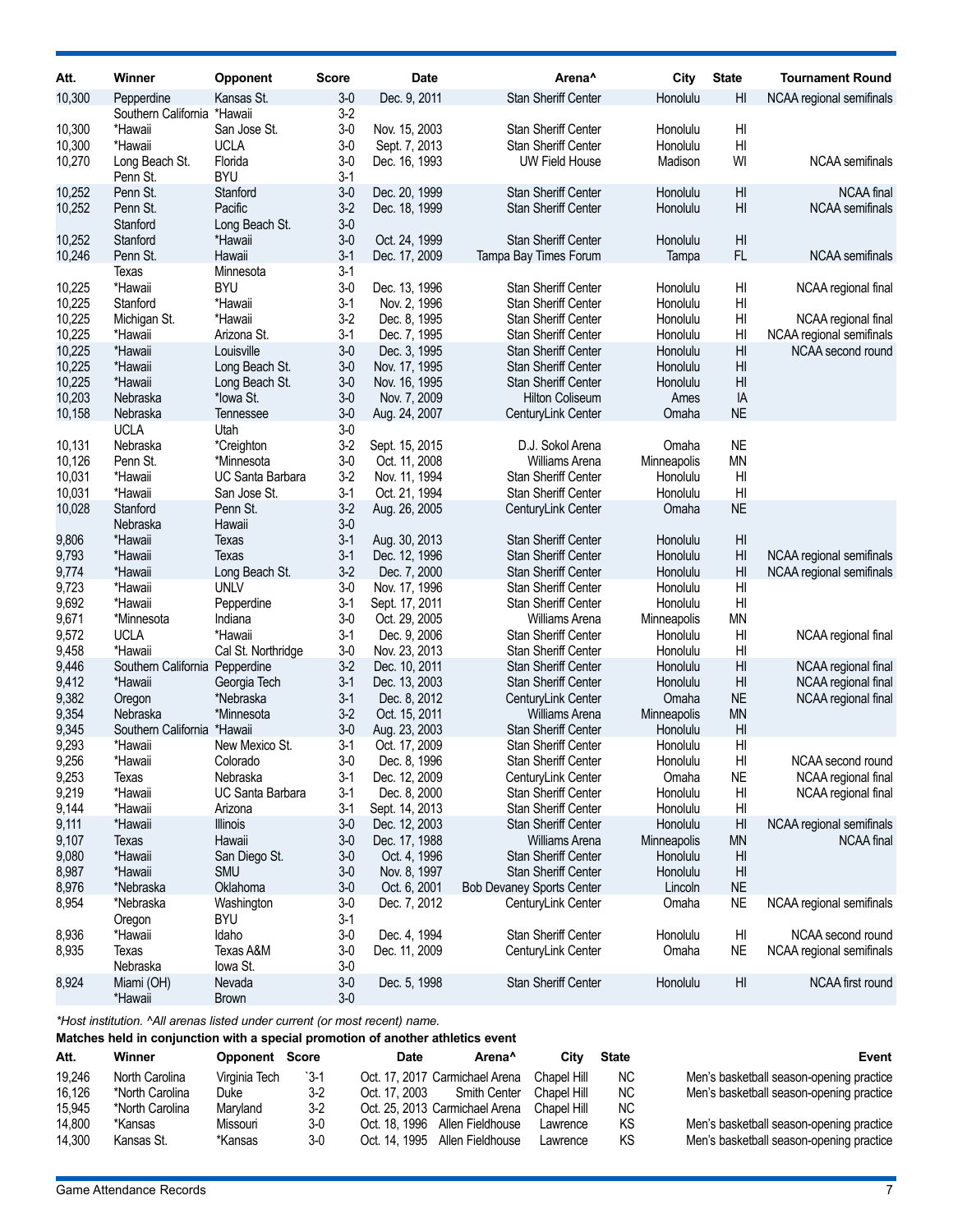| Att. | Winner | Opponent | Score | Date | Arena^ | City | State | Tournament Round |
|---|---|---|---|---|---|---|---|---|
| 10,300 | Pepperdine | Kansas St. | 3-0 | Dec. 9, 2011 | Stan Sheriff Center | Honolulu | HI | NCAA regional semifinals |
| | Southern California | *Hawaii | 3-2 | | | | | |
| 10,300 | *Hawaii | San Jose St. | 3-0 | Nov. 15, 2003 | Stan Sheriff Center | Honolulu | HI | |
| 10,300 | *Hawaii | UCLA | 3-0 | Sept. 7, 2013 | Stan Sheriff Center | Honolulu | HI | |
| 10,270 | Long Beach St. | Florida | 3-0 | Dec. 16, 1993 | UW Field House | Madison | WI | NCAA semifinals |
| | Penn St. | BYU | 3-1 | | | | | |
| 10,252 | Penn St. | Stanford | 3-0 | Dec. 20, 1999 | Stan Sheriff Center | Honolulu | HI | NCAA final |
| 10,252 | Penn St. | Pacific | 3-2 | Dec. 18, 1999 | Stan Sheriff Center | Honolulu | HI | NCAA semifinals |
| | Stanford | Long Beach St. | 3-0 | | | | | |
| 10,252 | Stanford | *Hawaii | 3-0 | Oct. 24, 1999 | Stan Sheriff Center | Honolulu | HI | |
| 10,246 | Penn St. | Hawaii | 3-1 | Dec. 17, 2009 | Tampa Bay Times Forum | Tampa | FL | NCAA semifinals |
| | Texas | Minnesota | 3-1 | | | | | |
| 10,225 | *Hawaii | BYU | 3-0 | Dec. 13, 1996 | Stan Sheriff Center | Honolulu | HI | NCAA regional final |
| 10,225 | Stanford | *Hawaii | 3-1 | Nov. 2, 1996 | Stan Sheriff Center | Honolulu | HI | |
| 10,225 | Michigan St. | *Hawaii | 3-2 | Dec. 8, 1995 | Stan Sheriff Center | Honolulu | HI | NCAA regional final |
| 10,225 | *Hawaii | Arizona St. | 3-1 | Dec. 7, 1995 | Stan Sheriff Center | Honolulu | HI | NCAA regional semifinals |
| 10,225 | *Hawaii | Louisville | 3-0 | Dec. 3, 1995 | Stan Sheriff Center | Honolulu | HI | NCAA second round |
| 10,225 | *Hawaii | Long Beach St. | 3-0 | Nov. 17, 1995 | Stan Sheriff Center | Honolulu | HI | |
| 10,225 | *Hawaii | Long Beach St. | 3-0 | Nov. 16, 1995 | Stan Sheriff Center | Honolulu | HI | |
| 10,203 | Nebraska | *Iowa St. | 3-0 | Nov. 7, 2009 | Hilton Coliseum | Ames | IA | |
| 10,158 | Nebraska | Tennessee | 3-0 | Aug. 24, 2007 | CenturyLink Center | Omaha | NE | |
| | UCLA | Utah | 3-0 | | | | | |
| 10,131 | Nebraska | *Creighton | 3-2 | Sept. 15, 2015 | D.J. Sokol Arena | Omaha | NE | |
| 10,126 | Penn St. | *Minnesota | 3-0 | Oct. 11, 2008 | Williams Arena | Minneapolis | MN | |
| 10,031 | *Hawaii | UC Santa Barbara | 3-2 | Nov. 11, 1994 | Stan Sheriff Center | Honolulu | HI | |
| 10,031 | *Hawaii | San Jose St. | 3-1 | Oct. 21, 1994 | Stan Sheriff Center | Honolulu | HI | |
| 10,028 | Stanford | Penn St. | 3-2 | Aug. 26, 2005 | CenturyLink Center | Omaha | NE | |
| | Nebraska | Hawaii | 3-0 | | | | | |
| 9,806 | *Hawaii | Texas | 3-1 | Aug. 30, 2013 | Stan Sheriff Center | Honolulu | HI | |
| 9,793 | *Hawaii | Texas | 3-1 | Dec. 12, 1996 | Stan Sheriff Center | Honolulu | HI | NCAA regional semifinals |
| 9,774 | *Hawaii | Long Beach St. | 3-2 | Dec. 7, 2000 | Stan Sheriff Center | Honolulu | HI | NCAA regional semifinals |
| 9,723 | *Hawaii | UNLV | 3-0 | Nov. 17, 1996 | Stan Sheriff Center | Honolulu | HI | |
| 9,692 | *Hawaii | Pepperdine | 3-1 | Sept. 17, 2011 | Stan Sheriff Center | Honolulu | HI | |
| 9,671 | *Minnesota | Indiana | 3-0 | Oct. 29, 2005 | Williams Arena | Minneapolis | MN | |
| 9,572 | UCLA | *Hawaii | 3-1 | Dec. 9, 2006 | Stan Sheriff Center | Honolulu | HI | NCAA regional final |
| 9,458 | *Hawaii | Cal St. Northridge | 3-0 | Nov. 23, 2013 | Stan Sheriff Center | Honolulu | HI | |
| 9,446 | Southern California | Pepperdine | 3-2 | Dec. 10, 2011 | Stan Sheriff Center | Honolulu | HI | NCAA regional final |
| 9,412 | *Hawaii | Georgia Tech | 3-1 | Dec. 13, 2003 | Stan Sheriff Center | Honolulu | HI | NCAA regional final |
| 9,382 | Oregon | *Nebraska | 3-1 | Dec. 8, 2012 | CenturyLink Center | Omaha | NE | NCAA regional final |
| 9,354 | Nebraska | *Minnesota | 3-2 | Oct. 15, 2011 | Williams Arena | Minneapolis | MN | |
| 9,345 | Southern California | *Hawaii | 3-0 | Aug. 23, 2003 | Stan Sheriff Center | Honolulu | HI | |
| 9,293 | *Hawaii | New Mexico St. | 3-1 | Oct. 17, 2009 | Stan Sheriff Center | Honolulu | HI | |
| 9,256 | *Hawaii | Colorado | 3-0 | Dec. 8, 1996 | Stan Sheriff Center | Honolulu | HI | NCAA second round |
| 9,253 | Texas | Nebraska | 3-1 | Dec. 12, 2009 | CenturyLink Center | Omaha | NE | NCAA regional final |
| 9,219 | *Hawaii | UC Santa Barbara | 3-1 | Dec. 8, 2000 | Stan Sheriff Center | Honolulu | HI | NCAA regional final |
| 9,144 | *Hawaii | Arizona | 3-1 | Sept. 14, 2013 | Stan Sheriff Center | Honolulu | HI | |
| 9,111 | *Hawaii | Illinois | 3-0 | Dec. 12, 2003 | Stan Sheriff Center | Honolulu | HI | NCAA regional semifinals |
| 9,107 | Texas | Hawaii | 3-0 | Dec. 17, 1988 | Williams Arena | Minneapolis | MN | NCAA final |
| 9,080 | *Hawaii | San Diego St. | 3-0 | Oct. 4, 1996 | Stan Sheriff Center | Honolulu | HI | |
| 8,987 | *Hawaii | SMU | 3-0 | Nov. 8, 1997 | Stan Sheriff Center | Honolulu | HI | |
| 8,976 | *Nebraska | Oklahoma | 3-0 | Oct. 6, 2001 | Bob Devaney Sports Center | Lincoln | NE | |
| 8,954 | *Nebraska | Washington | 3-0 | Dec. 7, 2012 | CenturyLink Center | Omaha | NE | NCAA regional semifinals |
| | Oregon | BYU | 3-1 | | | | | |
| 8,936 | *Hawaii | Idaho | 3-0 | Dec. 4, 1994 | Stan Sheriff Center | Honolulu | HI | NCAA second round |
| 8,935 | Texas | Texas A&M | 3-0 | Dec. 11, 2009 | CenturyLink Center | Omaha | NE | NCAA regional semifinals |
| | Nebraska | Iowa St. | 3-0 | | | | | |
| 8,924 | Miami (OH) | Nevada | 3-0 | Dec. 5, 1998 | Stan Sheriff Center | Honolulu | HI | NCAA first round |
| | *Hawaii | Brown | 3-0 | | | | | |

*Host institution. ^All arenas listed under current (or most recent) name.

**Matches held in conjunction with a special promotion of another athletics event**

| Att. | Winner | Opponent | Score | Date | Arena^ | City | State | Event |
|---|---|---|---|---|---|---|---|---|
| 19,246 | North Carolina | Virginia Tech | `3-1 | Oct. 17, 2017 | Carmichael Arena | Chapel Hill | NC | Men's basketball season-opening practice |
| 16,126 | *North Carolina | Duke | 3-2 | Oct. 17, 2003 | Smith Center | Chapel Hill | NC | Men's basketball season-opening practice |
| 15,945 | *North Carolina | Maryland | 3-2 | Oct. 25, 2013 | Carmichael Arena | Chapel Hill | NC | |
| 14,800 | *Kansas | Missouri | 3-0 | Oct. 18, 1996 | Allen Fieldhouse | Lawrence | KS | Men's basketball season-opening practice |
| 14,300 | Kansas St. | *Kansas | 3-0 | Oct. 14, 1995 | Allen Fieldhouse | Lawrence | KS | Men's basketball season-opening practice |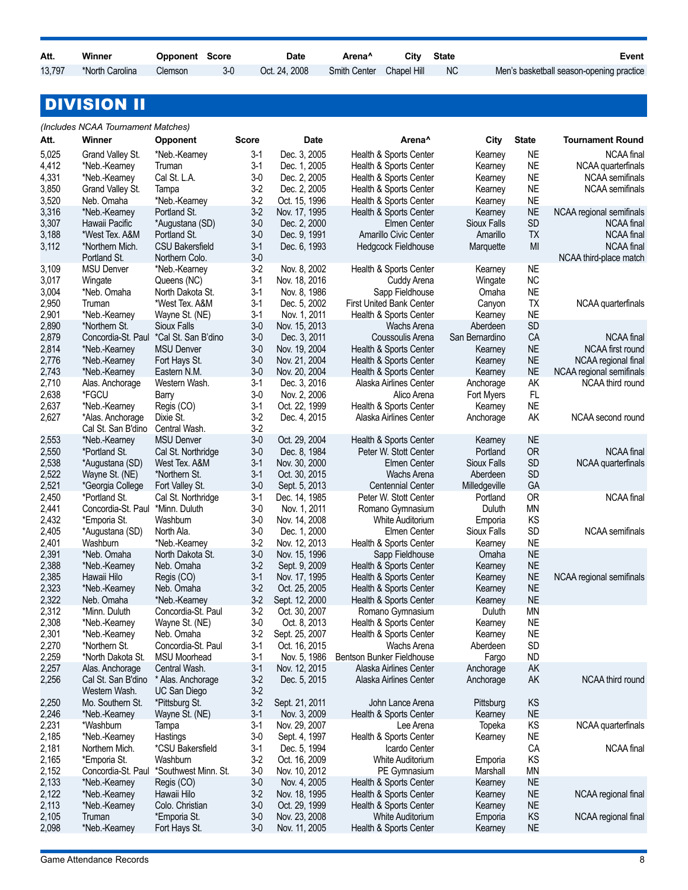| Att. | Winner | Opponent | Score | Date | Arena^ | City | State | Event |
|---|---|---|---|---|---|---|---|---|
| 13,797 | *North Carolina | Clemson | 3-0 | Oct. 24, 2008 | Smith Center | Chapel Hill | NC | Men's basketball season-opening practice |

## DIVISION II

*(Includes NCAA Tournament Matches)*

| Att. | Winner | Opponent | Score | Date | Arena^ | City | State | Tournament Round |
|---|---|---|---|---|---|---|---|---|
| 5,025 | Grand Valley St. | *Neb.-Kearney | 3-1 | Dec. 3, 2005 | Health & Sports Center | Kearney | NE | NCAA final |
| 4,412 | *Neb.-Kearney | Truman | 3-1 | Dec. 1, 2005 | Health & Sports Center | Kearney | NE | NCAA quarterfinals |
| 4,331 | *Neb.-Kearney | Cal St. L.A. | 3-0 | Dec. 2, 2005 | Health & Sports Center | Kearney | NE | NCAA semifinals |
| 3,850 | Grand Valley St. | Tampa | 3-2 | Dec. 2, 2005 | Health & Sports Center | Kearney | NE | NCAA semifinals |
| 3,520 | Neb. Omaha | *Neb.-Kearney | 3-2 | Oct. 15, 1996 | Health & Sports Center | Kearney | NE | |
| 3,316 | *Neb.-Kearney | Portland St. | 3-2 | Nov. 17, 1995 | Health & Sports Center | Kearney | NE | NCAA regional semifinals |
| 3,307 | Hawaii Pacific | *Augustana (SD) | 3-0 | Dec. 2, 2000 | Elmen Center | Sioux Falls | SD | NCAA final |
| 3,188 | *West Tex. A&M | Portland St. | 3-0 | Dec. 9, 1991 | Amarillo Civic Center | Amarillo | TX | NCAA final |
| 3,112 | *Northern Mich. | CSU Bakersfield | 3-1 | Dec. 6, 1993 | Hedgcock Fieldhouse | Marquette | MI | NCAA final |
| | Portland St. | Northern Colo. | 3-0 | | | | | NCAA third-place match |
| 3,109 | MSU Denver | *Neb.-Kearney | 3-2 | Nov. 8, 2002 | Health & Sports Center | Kearney | NE | |
| 3,017 | Wingate | Queens (NC) | 3-1 | Nov. 18, 2016 | Cuddy Arena | Wingate | NC | |
| 3,004 | *Neb. Omaha | North Dakota St. | 3-1 | Nov. 8, 1986 | Sapp Fieldhouse | Omaha | NE | |
| 2,950 | Truman | *West Tex. A&M | 3-1 | Dec. 5, 2002 | First United Bank Center | Canyon | TX | NCAA quarterfinals |
| 2,901 | *Neb.-Kearney | Wayne St. (NE) | 3-1 | Nov. 1, 2011 | Health & Sports Center | Kearney | NE | |
| 2,890 | *Northern St. | Sioux Falls | 3-0 | Nov. 15, 2013 | Wachs Arena | Aberdeen | SD | |
| 2,879 | Concordia-St. Paul | *Cal St. San B'dino | 3-0 | Dec. 3, 2011 | Coussoulis Arena | San Bernardino | CA | NCAA final |
| 2,814 | *Neb.-Kearney | MSU Denver | 3-0 | Nov. 19, 2004 | Health & Sports Center | Kearney | NE | NCAA first round |
| 2,776 | *Neb.-Kearney | Fort Hays St. | 3-0 | Nov. 21, 2004 | Health & Sports Center | Kearney | NE | NCAA regional final |
| 2,743 | *Neb.-Kearney | Eastern N.M. | 3-0 | Nov. 20, 2004 | Health & Sports Center | Kearney | NE | NCAA regional semifinals |
| 2,710 | Alas. Anchorage | Western Wash. | 3-1 | Dec. 3, 2016 | Alaska Airlines Center | Anchorage | AK | NCAA third round |
| 2,638 | *FGCU | Barry | 3-0 | Nov. 2, 2006 | Alico Arena | Fort Myers | FL | |
| 2,637 | *Neb.-Kearney | Regis (CO) | 3-1 | Oct. 22, 1999 | Health & Sports Center | Kearney | NE | |
| 2,627 | *Alas. Anchorage | Dixie St. | 3-2 | Dec. 4, 2015 | Alaska Airlines Center | Anchorage | AK | NCAA second round |
| | Cal St. San B'dino | Central Wash. | 3-2 | | | | | |
| 2,553 | *Neb.-Kearney | MSU Denver | 3-0 | Oct. 29, 2004 | Health & Sports Center | Kearney | NE | |
| 2,550 | *Portland St. | Cal St. Northridge | 3-0 | Dec. 8, 1984 | Peter W. Stott Center | Portland | OR | NCAA final |
| 2,538 | *Augustana (SD) | West Tex. A&M | 3-1 | Nov. 30, 2000 | Elmen Center | Sioux Falls | SD | NCAA quarterfinals |
| 2,522 | Wayne St. (NE) | *Northern St. | 3-1 | Oct. 30, 2015 | Wachs Arena | Aberdeen | SD | |
| 2,521 | *Georgia College | Fort Valley St. | 3-0 | Sept. 5, 2013 | Centennial Center | Milledgeville | GA | |
| 2,450 | *Portland St. | Cal St. Northridge | 3-1 | Dec. 14, 1985 | Peter W. Stott Center | Portland | OR | NCAA final |
| 2,441 | Concordia-St. Paul | *Minn. Duluth | 3-0 | Nov. 1, 2011 | Romano Gymnasium | Duluth | MN | |
| 2,432 | *Emporia St. | Washburn | 3-0 | Nov. 14, 2008 | White Auditorium | Emporia | KS | |
| 2,405 | *Augustana (SD) | North Ala. | 3-0 | Dec. 1, 2000 | Elmen Center | Sioux Falls | SD | NCAA semifinals |
| 2,401 | Washburn | *Neb.-Kearney | 3-2 | Nov. 12, 2013 | Health & Sports Center | Kearney | NE | |
| 2,391 | *Neb. Omaha | North Dakota St. | 3-0 | Nov. 15, 1996 | Sapp Fieldhouse | Omaha | NE | |
| 2,388 | *Neb.-Kearney | Neb. Omaha | 3-2 | Sept. 9, 2009 | Health & Sports Center | Kearney | NE | |
| 2,385 | Hawaii Hilo | Regis (CO) | 3-1 | Nov. 17, 1995 | Health & Sports Center | Kearney | NE | NCAA regional semifinals |
| 2,323 | *Neb.-Kearney | Neb. Omaha | 3-2 | Oct. 25, 2005 | Health & Sports Center | Kearney | NE | |
| 2,322 | Neb. Omaha | *Neb.-Kearney | 3-2 | Sept. 12, 2000 | Health & Sports Center | Kearney | NE | |
| 2,312 | *Minn. Duluth | Concordia-St. Paul | 3-2 | Oct. 30, 2007 | Romano Gymnasium | Duluth | MN | |
| 2,308 | *Neb.-Kearney | Wayne St. (NE) | 3-0 | Oct. 8, 2013 | Health & Sports Center | Kearney | NE | |
| 2,301 | *Neb.-Kearney | Neb. Omaha | 3-2 | Sept. 25, 2007 | Health & Sports Center | Kearney | NE | |
| 2,270 | *Northern St. | Concordia-St. Paul | 3-1 | Oct. 16, 2015 | Wachs Arena | Aberdeen | SD | |
| 2,259 | *North Dakota St. | MSU Moorhead | 3-1 | Nov. 5, 1986 | Bentson Bunker Fieldhouse | Fargo | ND | |
| 2,257 | Alas. Anchorage | Central Wash. | 3-1 | Nov. 12, 2015 | Alaska Airlines Center | Anchorage | AK | |
| 2,256 | Cal St. San B'dino | * Alas. Anchorage | 3-2 | Dec. 5, 2015 | Alaska Airlines Center | Anchorage | AK | NCAA third round |
| | Western Wash. | UC San Diego | 3-2 | | | | | |
| 2,250 | Mo. Southern St. | *Pittsburg St. | 3-2 | Sept. 21, 2011 | John Lance Arena | Pittsburg | KS | |
| 2,246 | *Neb.-Kearney | Wayne St. (NE) | 3-1 | Nov. 3, 2009 | Health & Sports Center | Kearney | NE | |
| 2,231 | *Washburn | Tampa | 3-1 | Nov. 29, 2007 | Lee Arena | Topeka | KS | NCAA quarterfinals |
| 2,185 | *Neb.-Kearney | Hastings | 3-0 | Sept. 4, 1997 | Health & Sports Center | Kearney | NE | |
| 2,181 | Northern Mich. | *CSU Bakersfield | 3-1 | Dec. 5, 1994 | Icardo Center | | CA | NCAA final |
| 2,165 | *Emporia St. | Washburn | 3-2 | Oct. 16, 2009 | White Auditorium | Emporia | KS | |
| 2,152 | Concordia-St. Paul | *Southwest Minn. St. | 3-0 | Nov. 10, 2012 | PE Gymnasium | Marshall | MN | |
| 2,133 | *Neb.-Kearney | Regis (CO) | 3-0 | Nov. 4, 2005 | Health & Sports Center | Kearney | NE | |
| 2,122 | *Neb.-Kearney | Hawaii Hilo | 3-2 | Nov. 18, 1995 | Health & Sports Center | Kearney | NE | NCAA regional final |
| 2,113 | *Neb.-Kearney | Colo. Christian | 3-0 | Oct. 29, 1999 | Health & Sports Center | Kearney | NE | |
| 2,105 | Truman | *Emporia St. | 3-0 | Nov. 23, 2008 | White Auditorium | Emporia | KS | NCAA regional final |
| 2,098 | *Neb.-Kearney | Fort Hays St. | 3-0 | Nov. 11, 2005 | Health & Sports Center | Kearney | NE | |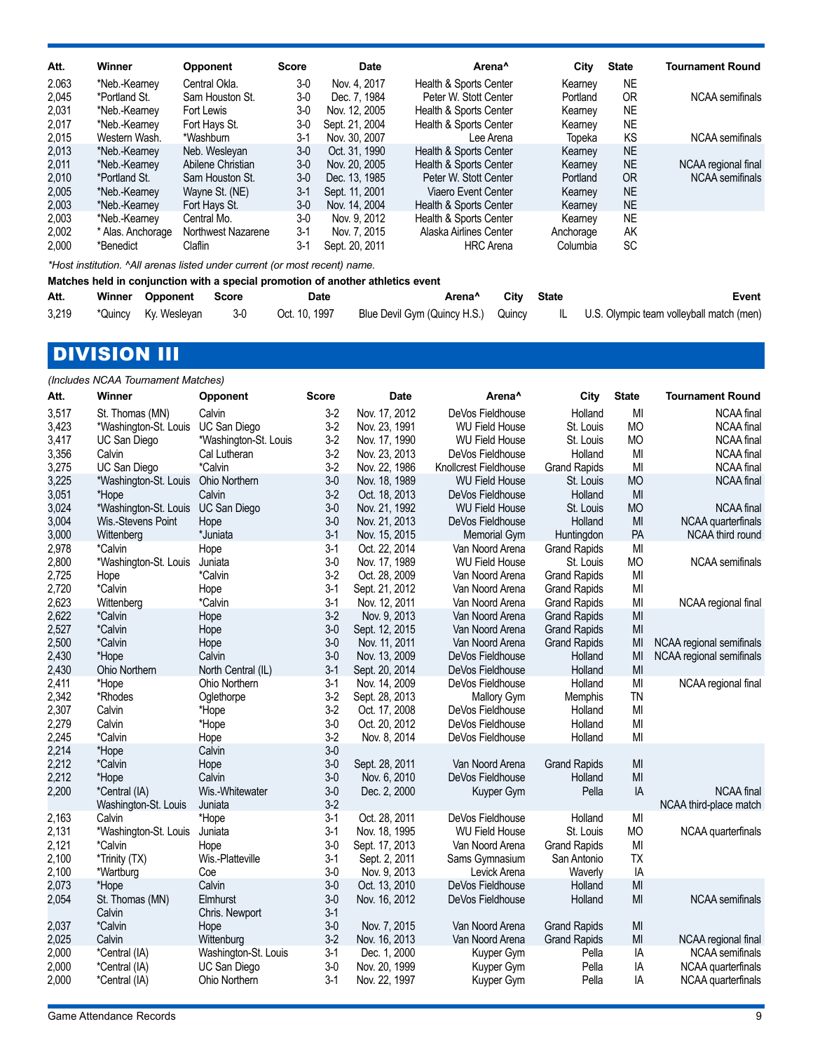| Att. | Winner | Opponent | Score | Date | Arena^ | City | State | Tournament Round |
|---|---|---|---|---|---|---|---|---|
| 2,063 | *Neb.-Kearney | Central Okla. | 3-0 | Nov. 4, 2017 | Health & Sports Center | Kearney | NE | |
| 2,045 | *Portland St. | Sam Houston St. | 3-0 | Dec. 7, 1984 | Peter W. Stott Center | Portland | OR | NCAA semifinals |
| 2,031 | *Neb.-Kearney | Fort Lewis | 3-0 | Nov. 12, 2005 | Health & Sports Center | Kearney | NE | |
| 2,017 | *Neb.-Kearney | Fort Hays St. | 3-0 | Sept. 21, 2004 | Health & Sports Center | Kearney | NE | |
| 2,015 | Western Wash. | *Washburn | 3-1 | Nov. 30, 2007 | Lee Arena | Topeka | KS | NCAA semifinals |
| 2,013 | *Neb.-Kearney | Neb. Wesleyan | 3-0 | Oct. 31, 1990 | Health & Sports Center | Kearney | NE | |
| 2,011 | *Neb.-Kearney | Abilene Christian | 3-0 | Nov. 20, 2005 | Health & Sports Center | Kearney | NE | NCAA regional final |
| 2,010 | *Portland St. | Sam Houston St. | 3-0 | Dec. 13, 1985 | Peter W. Stott Center | Portland | OR | NCAA semifinals |
| 2,005 | *Neb.-Kearney | Wayne St. (NE) | 3-1 | Sept. 11, 2001 | Viaero Event Center | Kearney | NE | |
| 2,003 | *Neb.-Kearney | Fort Hays St. | 3-0 | Nov. 14, 2004 | Health & Sports Center | Kearney | NE | |
| 2,003 | *Neb.-Kearney | Central Mo. | 3-0 | Nov. 9, 2012 | Health & Sports Center | Kearney | NE | |
| 2,002 | * Alas. Anchorage | Northwest Nazarene | 3-1 | Nov. 7, 2015 | Alaska Airlines Center | Anchorage | AK | |
| 2,000 | *Benedict | Claflin | 3-1 | Sept. 20, 2011 | HRC Arena | Columbia | SC | |

*\*Host institution. ^All arenas listed under current (or most recent) name.*

**Matches held in conjunction with a special promotion of another athletics event**

| Att. | Winner | Opponent | Score | Date | Arena^ | City | State | Event |
|---|---|---|---|---|---|---|---|---|
| 3,219 | *Quincy | Ky. Wesleyan | 3-0 | Oct. 10, 1997 | Blue Devil Gym (Quincy H.S.) | Quincy | IL | U.S. Olympic team volleyball match (men) |

## DIVISION III

*(Includes NCAA Tournament Matches)*

| Att. | Winner | Opponent | Score | Date | Arena^ | City | State | Tournament Round |
|---|---|---|---|---|---|---|---|---|
| 3,517 | St. Thomas (MN) | Calvin | 3-2 | Nov. 17, 2012 | DeVos Fieldhouse | Holland | MI | NCAA final |
| 3,423 | *Washington-St. Louis | UC San Diego | 3-2 | Nov. 23, 1991 | WU Field House | St. Louis | MO | NCAA final |
| 3,417 | UC San Diego | *Washington-St. Louis | 3-2 | Nov. 17, 1990 | WU Field House | St. Louis | MO | NCAA final |
| 3,356 | Calvin | Cal Lutheran | 3-2 | Nov. 23, 2013 | DeVos Fieldhouse | Holland | MI | NCAA final |
| 3,275 | UC San Diego | *Calvin | 3-2 | Nov. 22, 1986 | Knollcrest Fieldhouse | Grand Rapids | MI | NCAA final |
| 3,225 | *Washington-St. Louis | Ohio Northern | 3-0 | Nov. 18, 1989 | WU Field House | St. Louis | MO | NCAA final |
| 3,051 | *Hope | Calvin | 3-2 | Oct. 18, 2013 | DeVos Fieldhouse | Holland | MI | |
| 3,024 | *Washington-St. Louis | UC San Diego | 3-0 | Nov. 21, 1992 | WU Field House | St. Louis | MO | NCAA final |
| 3,004 | Wis.-Stevens Point | Hope | 3-0 | Nov. 21, 2013 | DeVos Fieldhouse | Holland | MI | NCAA quarterfinals |
| 3,000 | Wittenberg | *Juniata | 3-1 | Nov. 15, 2015 | Memorial Gym | Huntingdon | PA | NCAA third round |
| 2,978 | *Calvin | Hope | 3-1 | Oct. 22, 2014 | Van Noord Arena | Grand Rapids | MI | |
| 2,800 | *Washington-St. Louis | Juniata | 3-0 | Nov. 17, 1989 | WU Field House | St. Louis | MO | NCAA semifinals |
| 2,725 | Hope | *Calvin | 3-2 | Oct. 28, 2009 | Van Noord Arena | Grand Rapids | MI | |
| 2,720 | *Calvin | Hope | 3-1 | Sept. 21, 2012 | Van Noord Arena | Grand Rapids | MI | |
| 2,623 | Wittenberg | *Calvin | 3-1 | Nov. 12, 2011 | Van Noord Arena | Grand Rapids | MI | NCAA regional final |
| 2,622 | *Calvin | Hope | 3-2 | Nov. 9, 2013 | Van Noord Arena | Grand Rapids | MI | |
| 2,527 | *Calvin | Hope | 3-0 | Sept. 12, 2015 | Van Noord Arena | Grand Rapids | MI | |
| 2,500 | *Calvin | Hope | 3-0 | Nov. 11, 2011 | Van Noord Arena | Grand Rapids | MI | NCAA regional semifinals |
| 2,430 | *Hope | Calvin | 3-0 | Nov. 13, 2009 | DeVos Fieldhouse | Holland | MI | NCAA regional semifinals |
| 2,430 | Ohio Northern | North Central (IL) | 3-1 | Sept. 20, 2014 | DeVos Fieldhouse | Holland | MI | |
| 2,411 | *Hope | Ohio Northern | 3-1 | Nov. 14, 2009 | DeVos Fieldhouse | Holland | MI | NCAA regional final |
| 2,342 | *Rhodes | Oglethorpe | 3-2 | Sept. 28, 2013 | Mallory Gym | Memphis | TN | |
| 2,307 | Calvin | *Hope | 3-2 | Oct. 17, 2008 | DeVos Fieldhouse | Holland | MI | |
| 2,279 | Calvin | *Hope | 3-0 | Oct. 20, 2012 | DeVos Fieldhouse | Holland | MI | |
| 2,245 | *Calvin | Hope | 3-2 | Nov. 8, 2014 | DeVos Fieldhouse | Holland | MI | |
| 2,214 | *Hope | Calvin | 3-0 | | | | | |
| 2,212 | *Calvin | Hope | 3-0 | Sept. 28, 2011 | Van Noord Arena | Grand Rapids | MI | |
| 2,212 | *Hope | Calvin | 3-0 | Nov. 6, 2010 | DeVos Fieldhouse | Holland | MI | |
| 2,200 | *Central (IA) | Wis.-Whitewater | 3-0 | Dec. 2, 2000 | Kuyper Gym | Pella | IA | NCAA final |
| | Washington-St. Louis | Juniata | 3-2 | | | | | NCAA third-place match |
| 2,163 | Calvin | *Hope | 3-1 | Oct. 28, 2011 | DeVos Fieldhouse | Holland | MI | |
| 2,131 | *Washington-St. Louis | Juniata | 3-1 | Nov. 18, 1995 | WU Field House | St. Louis | MO | NCAA quarterfinals |
| 2,121 | *Calvin | Hope | 3-0 | Sept. 17, 2013 | Van Noord Arena | Grand Rapids | MI | |
| 2,100 | *Trinity (TX) | Wis.-Platteville | 3-1 | Sept. 2, 2011 | Sams Gymnasium | San Antonio | TX | |
| 2,100 | *Wartburg | Coe | 3-0 | Nov. 9, 2013 | Levick Arena | Waverly | IA | |
| 2,073 | *Hope | Calvin | 3-0 | Oct. 13, 2010 | DeVos Fieldhouse | Holland | MI | |
| 2,054 | St. Thomas (MN) | Elmhurst | 3-0 | Nov. 16, 2012 | DeVos Fieldhouse | Holland | MI | NCAA semifinals |
| | Calvin | Chris. Newport | 3-1 | | | | | |
| 2,037 | *Calvin | Hope | 3-0 | Nov. 7, 2015 | Van Noord Arena | Grand Rapids | MI | |
| 2,025 | Calvin | Wittenburg | 3-2 | Nov. 16, 2013 | Van Noord Arena | Grand Rapids | MI | NCAA regional final |
| 2,000 | *Central (IA) | Washington-St. Louis | 3-1 | Dec. 1, 2000 | Kuyper Gym | Pella | IA | NCAA semifinals |
| 2,000 | *Central (IA) | UC San Diego | 3-0 | Nov. 20, 1999 | Kuyper Gym | Pella | IA | NCAA quarterfinals |
| 2,000 | *Central (IA) | Ohio Northern | 3-1 | Nov. 22, 1997 | Kuyper Gym | Pella | IA | NCAA quarterfinals |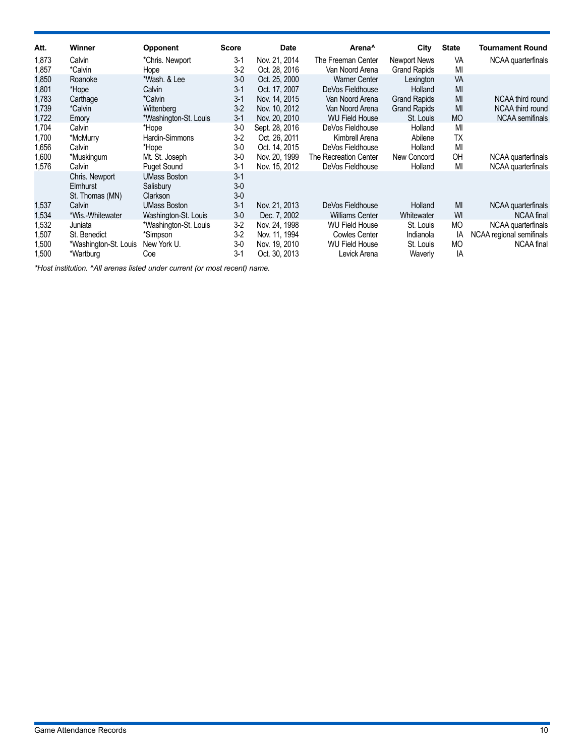| Att. | Winner | Opponent | Score | Date | Arena^ | City | State | Tournament Round |
|---|---|---|---|---|---|---|---|---|
| 1,873 | Calvin | *Chris. Newport | 3-1 | Nov. 21, 2014 | The Freeman Center | Newport News | VA | NCAA quarterfinals |
| 1,857 | *Calvin | Hope | 3-2 | Oct. 28, 2016 | Van Noord Arena | Grand Rapids | MI | |
| 1,850 | Roanoke | *Wash. & Lee | 3-0 | Oct. 25, 2000 | Warner Center | Lexington | VA | |
| 1,801 | *Hope | Calvin | 3-1 | Oct. 17, 2007 | DeVos Fieldhouse | Holland | MI | |
| 1,783 | Carthage | *Calvin | 3-1 | Nov. 14, 2015 | Van Noord Arena | Grand Rapids | MI | NCAA third round |
| 1,739 | *Calvin | Wittenberg | 3-2 | Nov. 10, 2012 | Van Noord Arena | Grand Rapids | MI | NCAA third round |
| 1,722 | Emory | *Washington-St. Louis | 3-1 | Nov. 20, 2010 | WU Field House | St. Louis | MO | NCAA semifinals |
| 1,704 | Calvin | *Hope | 3-0 | Sept. 28, 2016 | DeVos Fieldhouse | Holland | MI | |
| 1,700 | *McMurry | Hardin-Simmons | 3-2 | Oct. 26, 2011 | Kimbrell Arena | Abilene | TX | |
| 1,656 | Calvin | *Hope | 3-0 | Oct. 14, 2015 | DeVos Fieldhouse | Holland | MI | |
| 1,600 | *Muskingum | Mt. St. Joseph | 3-0 | Nov. 20, 1999 | The Recreation Center | New Concord | OH | NCAA quarterfinals |
| 1,576 | Calvin | Puget Sound | 3-1 | Nov. 15, 2012 | DeVos Fieldhouse | Holland | MI | NCAA quarterfinals |
| | Chris. Newport | UMass Boston | 3-1 | | | | | |
| | Elmhurst | Salisbury | 3-0 | | | | | |
| | St. Thomas (MN) | Clarkson | 3-0 | | | | | |
| 1,537 | Calvin | UMass Boston | 3-1 | Nov. 21, 2013 | DeVos Fieldhouse | Holland | MI | NCAA quarterfinals |
| 1,534 | *Wis.-Whitewater | Washington-St. Louis | 3-0 | Dec. 7, 2002 | Williams Center | Whitewater | WI | NCAA final |
| 1,532 | Juniata | *Washington-St. Louis | 3-2 | Nov. 24, 1998 | WU Field House | St. Louis | MO | NCAA quarterfinals |
| 1,507 | St. Benedict | *Simpson | 3-2 | Nov. 11, 1994 | Cowles Center | Indianola | IA | NCAA regional semifinals |
| 1,500 | *Washington-St. Louis | New York U. | 3-0 | Nov. 19, 2010 | WU Field House | St. Louis | MO | NCAA final |
| 1,500 | *Wartburg | Coe | 3-1 | Oct. 30, 2013 | Levick Arena | Waverly | IA | |

*\*Host institution. ^All arenas listed under current (or most recent) name.*